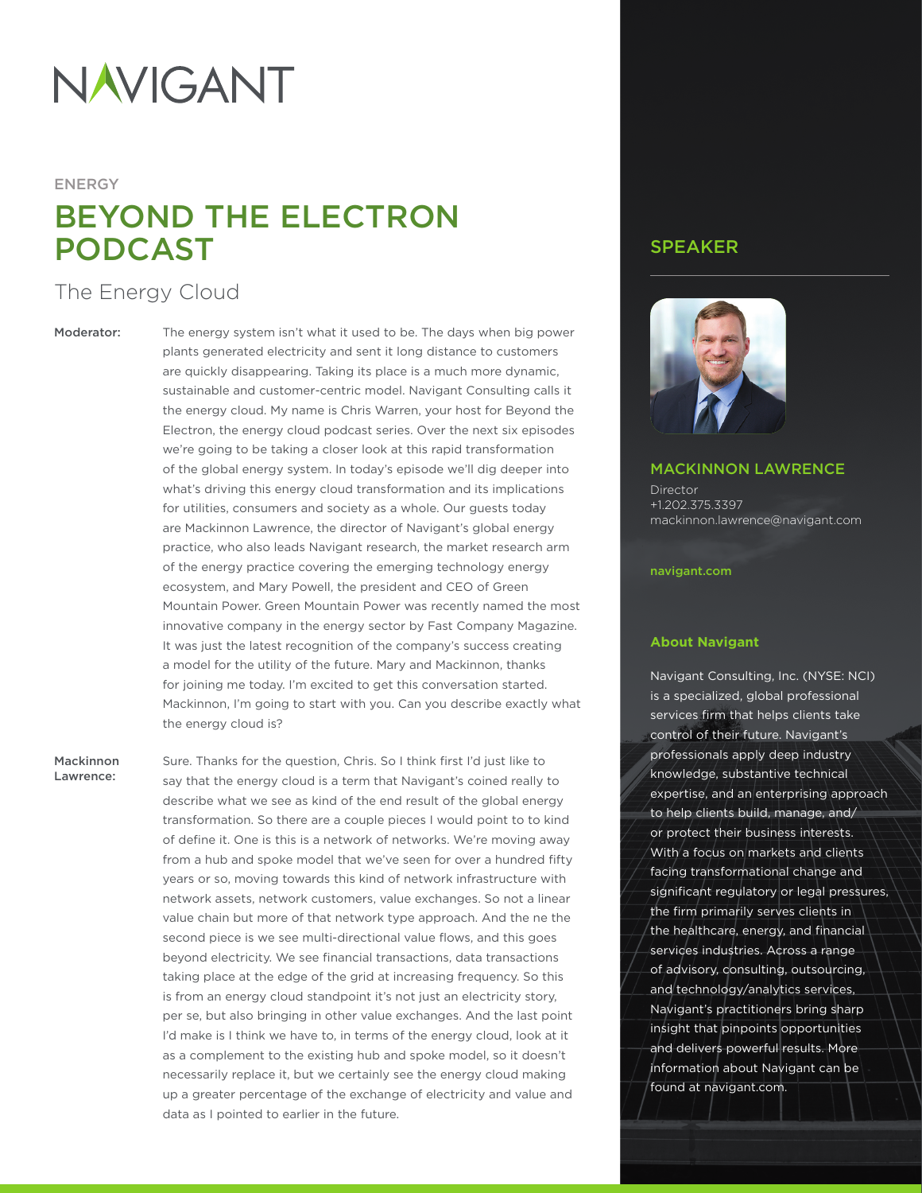NAVIGANT

ENERGY

# BEYOND THE ELECTRON PODCAST

## The Energy Cloud

**Moderator:** The energy system isn't what it used to be. The days when big power plants generated electricity and sent it long distance to customers are quickly disappearing. Taking its place is a much more dynamic, sustainable and customer-centric model. Navigant Consulting calls it the energy cloud. My name is Chris Warren, your host for Beyond the Electron, the energy cloud podcast series. Over the next six episodes we're going to be taking a closer look at this rapid transformation of the global energy system. In today's episode we'll dig deeper into what's driving this energy cloud transformation and its implications for utilities, consumers and society as a whole. Our guests today are Mackinnon Lawrence, the director of Navigant's global energy practice, who also leads Navigant research, the market research arm of the energy practice covering the emerging technology energy ecosystem, and Mary Powell, the president and CEO of Green Mountain Power. Green Mountain Power was recently named the most innovative company in the energy sector by Fast Company Magazine. It was just the latest recognition of the company's success creating a model for the utility of the future. Mary and Mackinnon, thanks for joining me today. I'm excited to get this conversation started. Mackinnon, I'm going to start with you. Can you describe exactly what the energy cloud is?

**Mackinnon Lawrence:** Sure. Thanks for the question, Chris. So I think first I'd just like to say that the energy cloud is a term that Navigant's coined really to describe what we see as kind of the end result of the global energy transformation. So there are a couple pieces I would point to to kind of define it. One is this is a network of networks. We're moving away from a hub and spoke model that we've seen for over a hundred fifty years or so, moving towards this kind of network infrastructure with network assets, network customers, value exchanges. So not a linear value chain but more of that network type approach. And the ne the second piece is we see multi-directional value flows, and this goes beyond electricity. We see financial transactions, data transactions taking place at the edge of the grid at increasing frequency. So this is from an energy cloud standpoint it's not just an electricity story, per se, but also bringing in other value exchanges. And the last point I'd make is I think we have to, in terms of the energy cloud, look at it as a complement to the existing hub and spoke model, so it doesn't necessarily replace it, but we certainly see the energy cloud making up a greater percentage of the exchange of electricity and value and data as I pointed to earlier in the future.

## SPEAKER

### MACKINNON LAWRENCE

Director
+1.202.375.3397
mackinnon.lawrence@navigant.com

navigant.com

### About Navigant

Navigant Consulting, Inc. (NYSE: NCI) is a specialized, global professional services firm that helps clients take control of their future. Navigant's professionals apply deep industry knowledge, substantive technical expertise, and an enterprising approach to help clients build, manage, and/or protect their business interests. With a focus on markets and clients facing transformational change and significant regulatory or legal pressures, the firm primarily serves clients in the healthcare, energy, and financial services industries. Across a range of advisory, consulting, outsourcing, and technology/analytics services, Navigant's practitioners bring sharp insight that pinpoints opportunities and delivers powerful results. More information about Navigant can be found at navigant.com.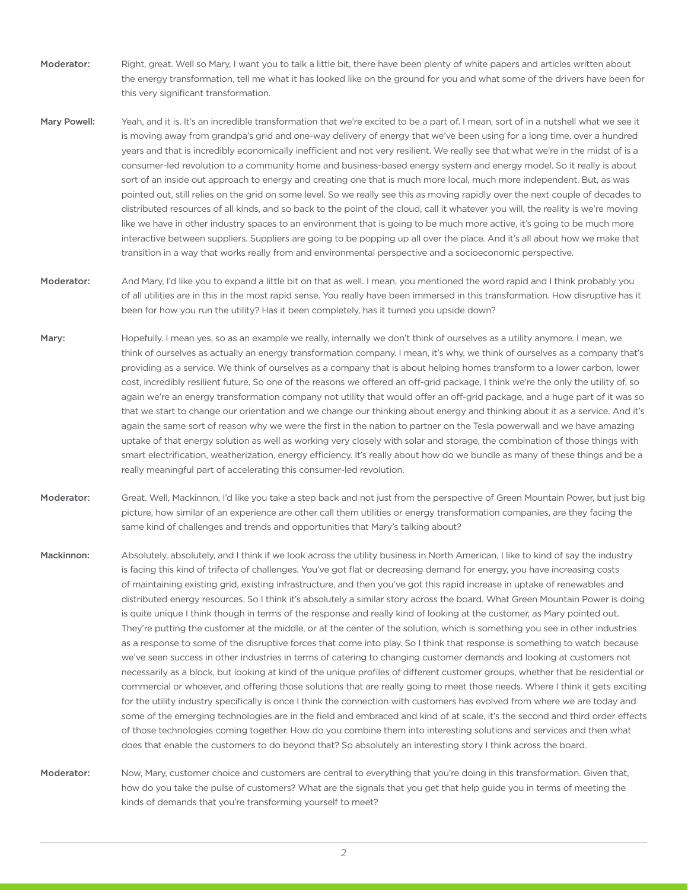**Moderator:** Right, great. Well so Mary, I want you to talk a little bit, there have been plenty of white papers and articles written about the energy transformation, tell me what it has looked like on the ground for you and what some of the drivers have been for this very significant transformation.

**Mary Powell:** Yeah, and it is. It's an incredible transformation that we're excited to be a part of. I mean, sort of in a nutshell what we see it is moving away from grandpa's grid and one-way delivery of energy that we've been using for a long time, over a hundred years and that is incredibly economically inefficient and not very resilient. We really see that what we're in the midst of is a consumer-led revolution to a community home and business-based energy system and energy model. So it really is about sort of an inside out approach to energy and creating one that is much more local, much more independent. But, as was pointed out, still relies on the grid on some level. So we really see this as moving rapidly over the next couple of decades to distributed resources of all kinds, and so back to the point of the cloud, call it whatever you will, the reality is we're moving like we have in other industry spaces to an environment that is going to be much more active, it's going to be much more interactive between suppliers. Suppliers are going to be popping up all over the place. And it's all about how we make that transition in a way that works really from and environmental perspective and a socioeconomic perspective.

**Moderator:** And Mary, I'd like you to expand a little bit on that as well. I mean, you mentioned the word rapid and I think probably you of all utilities are in this in the most rapid sense. You really have been immersed in this transformation. How disruptive has it been for how you run the utility? Has it been completely, has it turned you upside down?

**Mary:** Hopefully. I mean yes, so as an example we really, internally we don't think of ourselves as a utility anymore. I mean, we think of ourselves as actually an energy transformation company. I mean, it's why, we think of ourselves as a company that's providing as a service. We think of ourselves as a company that is about helping homes transform to a lower carbon, lower cost, incredibly resilient future. So one of the reasons we offered an off-grid package, I think we're the only the utility of, so again we're an energy transformation company not utility that would offer an off-grid package, and a huge part of it was so that we start to change our orientation and we change our thinking about energy and thinking about it as a service. And it's again the same sort of reason why we were the first in the nation to partner on the Tesla powerwall and we have amazing uptake of that energy solution as well as working very closely with solar and storage, the combination of those things with smart electrification, weatherization, energy efficiency. It's really about how do we bundle as many of these things and be a really meaningful part of accelerating this consumer-led revolution.

**Moderator:** Great. Well, Mackinnon, I'd like you take a step back and not just from the perspective of Green Mountain Power, but just big picture, how similar of an experience are other call them utilities or energy transformation companies, are they facing the same kind of challenges and trends and opportunities that Mary's talking about?

**Mackinnon:** Absolutely, absolutely, and I think if we look across the utility business in North American, I like to kind of say the industry is facing this kind of trifecta of challenges. You've got flat or decreasing demand for energy, you have increasing costs of maintaining existing grid, existing infrastructure, and then you've got this rapid increase in uptake of renewables and distributed energy resources. So I think it's absolutely a similar story across the board. What Green Mountain Power is doing is quite unique I think though in terms of the response and really kind of looking at the customer, as Mary pointed out. They're putting the customer at the middle, or at the center of the solution, which is something you see in other industries as a response to some of the disruptive forces that come into play. So I think that response is something to watch because we've seen success in other industries in terms of catering to changing customer demands and looking at customers not necessarily as a block, but looking at kind of the unique profiles of different customer groups, whether that be residential or commercial or whoever, and offering those solutions that are really going to meet those needs. Where I think it gets exciting for the utility industry specifically is once I think the connection with customers has evolved from where we are today and some of the emerging technologies are in the field and embraced and kind of at scale, it's the second and third order effects of those technologies coming together. How do you combine them into interesting solutions and services and then what does that enable the customers to do beyond that? So absolutely an interesting story I think across the board.

**Moderator:** Now, Mary, customer choice and customers are central to everything that you're doing in this transformation. Given that, how do you take the pulse of customers? What are the signals that you get that help guide you in terms of meeting the kinds of demands that you're transforming yourself to meet?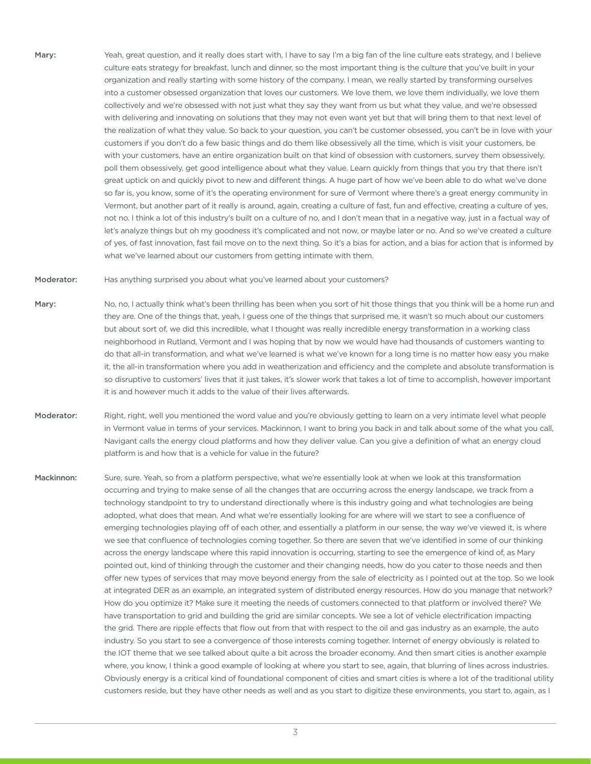**Mary:** Yeah, great question, and it really does start with, I have to say I'm a big fan of the line culture eats strategy, and I believe culture eats strategy for breakfast, lunch and dinner, so the most important thing is the culture that you've built in your organization and really starting with some history of the company. I mean, we really started by transforming ourselves into a customer obsessed organization that loves our customers. We love them, we love them individually, we love them collectively and we're obsessed with not just what they say they want from us but what they value, and we're obsessed with delivering and innovating on solutions that they may not even want yet but that will bring them to that next level of the realization of what they value. So back to your question, you can't be customer obsessed, you can't be in love with your customers if you don't do a few basic things and do them like obsessively all the time, which is visit your customers, be with your customers, have an entire organization built on that kind of obsession with customers, survey them obsessively, poll them obsessively, get good intelligence about what they value. Learn quickly from things that you try that there isn't great uptick on and quickly pivot to new and different things. A huge part of how we've been able to do what we've done so far is, you know, some of it's the operating environment for sure of Vermont where there's a great energy community in Vermont, but another part of it really is around, again, creating a culture of fast, fun and effective, creating a culture of yes, not no. I think a lot of this industry's built on a culture of no, and I don't mean that in a negative way, just in a factual way of let's analyze things but oh my goodness it's complicated and not now, or maybe later or no. And so we've created a culture of yes, of fast innovation, fast fail move on to the next thing. So it's a bias for action, and a bias for action that is informed by what we've learned about our customers from getting intimate with them.

**Moderator:** Has anything surprised you about what you've learned about your customers?

**Mary:** No, no, I actually think what's been thrilling has been when you sort of hit those things that you think will be a home run and they are. One of the things that, yeah, I guess one of the things that surprised me, it wasn't so much about our customers but about sort of, we did this incredible, what I thought was really incredible energy transformation in a working class neighborhood in Rutland, Vermont and I was hoping that by now we would have had thousands of customers wanting to do that all-in transformation, and what we've learned is what we've known for a long time is no matter how easy you make it, the all-in transformation where you add in weatherization and efficiency and the complete and absolute transformation is so disruptive to customers' lives that it just takes, it's slower work that takes a lot of time to accomplish, however important it is and however much it adds to the value of their lives afterwards.

**Moderator:** Right, right, well you mentioned the word value and you're obviously getting to learn on a very intimate level what people in Vermont value in terms of your services. Mackinnon, I want to bring you back in and talk about some of the what you call, Navigant calls the energy cloud platforms and how they deliver value. Can you give a definition of what an energy cloud platform is and how that is a vehicle for value in the future?

**Mackinnon:** Sure, sure. Yeah, so from a platform perspective, what we're essentially look at when we look at this transformation occurring and trying to make sense of all the changes that are occurring across the energy landscape, we track from a technology standpoint to try to understand directionally where is this industry going and what technologies are being adopted, what does that mean. And what we're essentially looking for are where will we start to see a confluence of emerging technologies playing off of each other, and essentially a platform in our sense, the way we've viewed it, is where we see that confluence of technologies coming together. So there are seven that we've identified in some of our thinking across the energy landscape where this rapid innovation is occurring, starting to see the emergence of kind of, as Mary pointed out, kind of thinking through the customer and their changing needs, how do you cater to those needs and then offer new types of services that may move beyond energy from the sale of electricity as I pointed out at the top. So we look at integrated DER as an example, an integrated system of distributed energy resources. How do you manage that network? How do you optimize it? Make sure it meeting the needs of customers connected to that platform or involved there? We have transportation to grid and building the grid are similar concepts. We see a lot of vehicle electrification impacting the grid. There are ripple effects that flow out from that with respect to the oil and gas industry as an example, the auto industry. So you start to see a convergence of those interests coming together. Internet of energy obviously is related to the IOT theme that we see talked about quite a bit across the broader economy. And then smart cities is another example where, you know, I think a good example of looking at where you start to see, again, that blurring of lines across industries. Obviously energy is a critical kind of foundational component of cities and smart cities is where a lot of the traditional utility customers reside, but they have other needs as well and as you start to digitize these environments, you start to, again, as I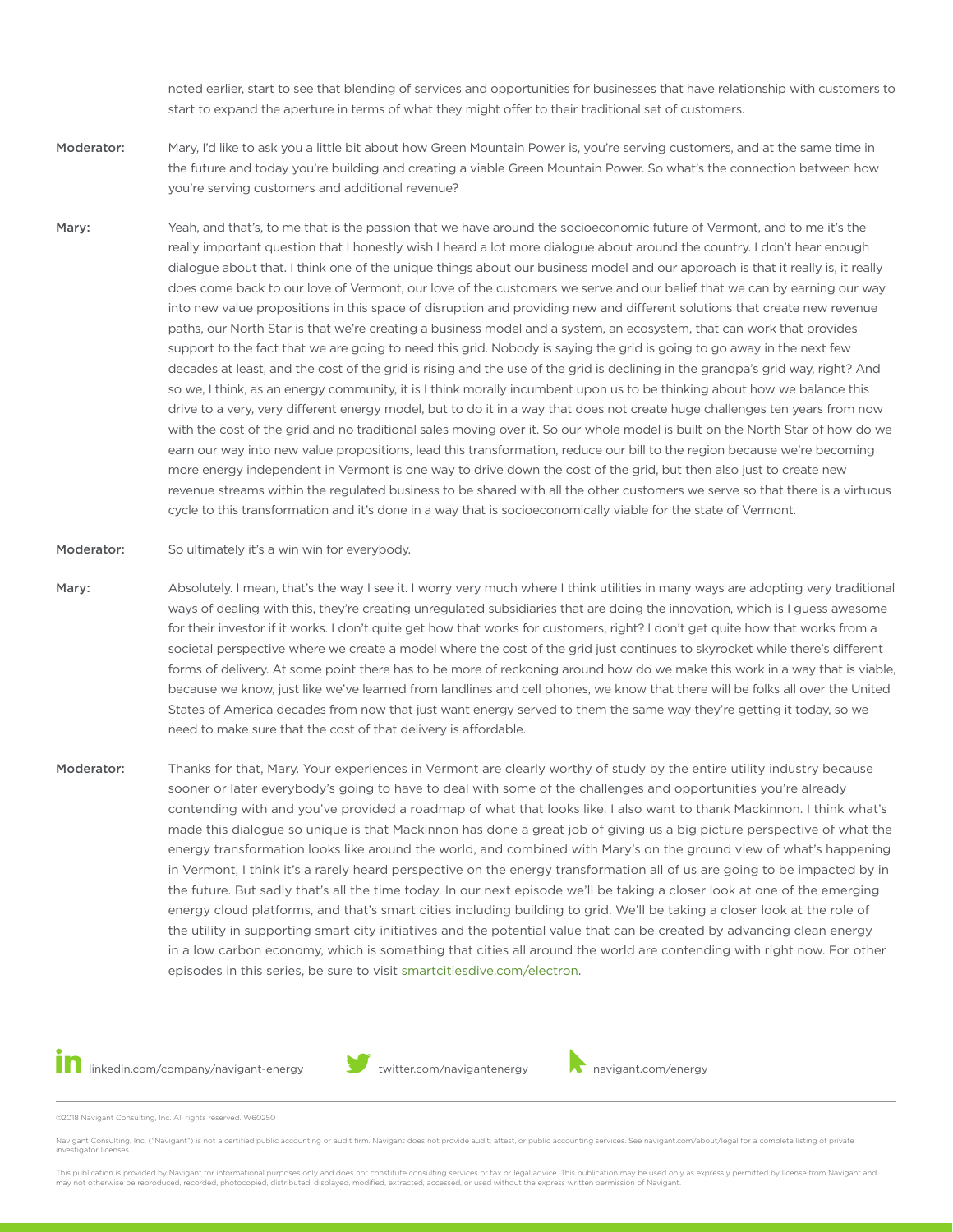noted earlier, start to see that blending of services and opportunities for businesses that have relationship with customers to start to expand the aperture in terms of what they might offer to their traditional set of customers.

**Moderator:** Mary, I'd like to ask you a little bit about how Green Mountain Power is, you're serving customers, and at the same time in the future and today you're building and creating a viable Green Mountain Power. So what's the connection between how you're serving customers and additional revenue?

**Mary:** Yeah, and that's, to me that is the passion that we have around the socioeconomic future of Vermont, and to me it's the really important question that I honestly wish I heard a lot more dialogue about around the country. I don't hear enough dialogue about that. I think one of the unique things about our business model and our approach is that it really is, it really does come back to our love of Vermont, our love of the customers we serve and our belief that we can by earning our way into new value propositions in this space of disruption and providing new and different solutions that create new revenue paths, our North Star is that we're creating a business model and a system, an ecosystem, that can work that provides support to the fact that we are going to need this grid. Nobody is saying the grid is going to go away in the next few decades at least, and the cost of the grid is rising and the use of the grid is declining in the grandpa's grid way, right? And so we, I think, as an energy community, it is I think morally incumbent upon us to be thinking about how we balance this drive to a very, very different energy model, but to do it in a way that does not create huge challenges ten years from now with the cost of the grid and no traditional sales moving over it. So our whole model is built on the North Star of how do we earn our way into new value propositions, lead this transformation, reduce our bill to the region because we're becoming more energy independent in Vermont is one way to drive down the cost of the grid, but then also just to create new revenue streams within the regulated business to be shared with all the other customers we serve so that there is a virtuous cycle to this transformation and it's done in a way that is socioeconomically viable for the state of Vermont.

**Moderator:** So ultimately it's a win win for everybody.

**Mary:** Absolutely. I mean, that's the way I see it. I worry very much where I think utilities in many ways are adopting very traditional ways of dealing with this, they're creating unregulated subsidiaries that are doing the innovation, which is I guess awesome for their investor if it works. I don't quite get how that works for customers, right? I don't get quite how that works from a societal perspective where we create a model where the cost of the grid just continues to skyrocket while there's different forms of delivery. At some point there has to be more of reckoning around how do we make this work in a way that is viable, because we know, just like we've learned from landlines and cell phones, we know that there will be folks all over the United States of America decades from now that just want energy served to them the same way they're getting it today, so we need to make sure that the cost of that delivery is affordable.

**Moderator:** Thanks for that, Mary. Your experiences in Vermont are clearly worthy of study by the entire utility industry because sooner or later everybody's going to have to deal with some of the challenges and opportunities you're already contending with and you've provided a roadmap of what that looks like. I also want to thank Mackinnon. I think what's made this dialogue so unique is that Mackinnon has done a great job of giving us a big picture perspective of what the energy transformation looks like around the world, and combined with Mary's on the ground view of what's happening in Vermont, I think it's a rarely heard perspective on the energy transformation all of us are going to be impacted by in the future. But sadly that's all the time today. In our next episode we'll be taking a closer look at one of the emerging energy cloud platforms, and that's smart cities including building to grid. We'll be taking a closer look at the role of the utility in supporting smart city initiatives and the potential value that can be created by advancing clean energy in a low carbon economy, which is something that cities all around the world are contending with right now. For other episodes in this series, be sure to visit smartcitiesdive.com/electron.

linkedin.com/company/navigant-energy    twitter.com/navigantenergy    navigant.com/energy

©2018 Navigant Consulting, Inc. All rights reserved. W60250

Navigant Consulting, Inc. ("Navigant") is not a certified public accounting or audit firm. Navigant does not provide audit, attest, or public accounting services. See navigant.com/about/legal for a complete listing of private investigator licenses.

This publication is provided by Navigant for informational purposes only and does not constitute consulting services or tax or legal advice. This publication may be used only as expressly permitted by license from Navigant and may not otherwise be reproduced, recorded, photocopied, distributed, displayed, modified, extracted, accessed, or used without the express written permission of Navigant.